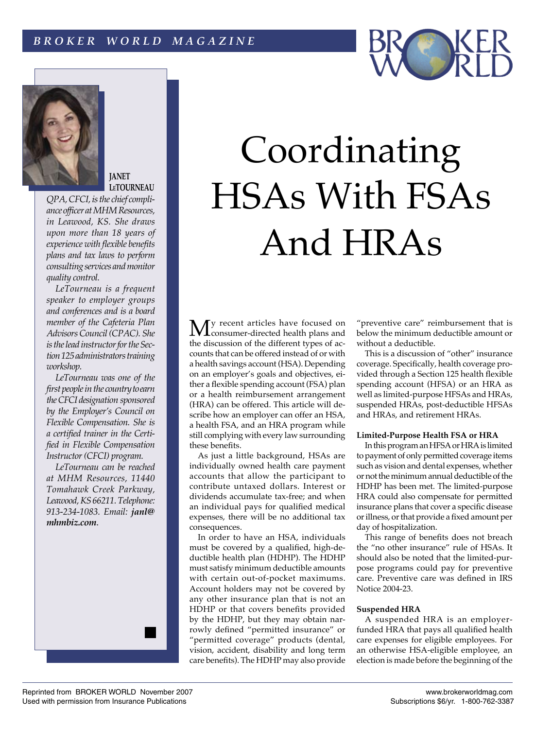# Coordinating HSAs With FSAs And HRAs

**JANET LETOURNEAU**

*QPA, CFCI, is the chief compliance officer at MHM Resources, in Leawood, KS. She draws upon more than 18 years of experience with flexible benefits plans and tax laws to perform consulting services and monitor quality control.*

*LeTourneau is a frequent speaker to employer groups and conferences and is a board member of the Cafeteria Plan Advisors Council (CPAC). She is the lead instructor for the Section 125 administrators training workshop.*

*LeTourneau was one of the first people in the country to earn the CFCI designation sponsored by the Employer's Council on Flexible Compensation. She is a certified trainer in the Certified in Flexible Compensation Instructor (CFCI) program.*

*LeTourneau can be reached at MHM Resources, 11440 Tomahawk Creek Parkway, Leawood, KS 66211. Telephone: 913-234-1083. Email:* ***janl@mhmbiz.com****.*

My recent articles have focused on consumer-directed health plans and the discussion of the different types of accounts that can be offered instead of or with a health savings account (HSA). Depending on an employer's goals and objectives, either a flexible spending account (FSA) plan or a health reimbursement arrangement (HRA) can be offered. This article will describe how an employer can offer an HSA, a health FSA, and an HRA program while still complying with every law surrounding these benefits.

As just a little background, HSAs are individually owned health care payment accounts that allow the participant to contribute untaxed dollars. Interest or dividends accumulate tax-free; and when an individual pays for qualified medical expenses, there will be no additional tax consequences.

In order to have an HSA, individuals must be covered by a qualified, high-deductible health plan (HDHP). The HDHP must satisfy minimum deductible amounts with certain out-of-pocket maximums. Account holders may not be covered by any other insurance plan that is not an HDHP or that covers benefits provided by the HDHP, but they may obtain narrowly defined "permitted insurance" or "permitted coverage" products (dental, vision, accident, disability and long term care benefits). The HDHP may also provide "preventive care" reimbursement that is below the minimum deductible amount or without a deductible.

This is a discussion of "other" insurance coverage. Specifically, health coverage provided through a Section 125 health flexible spending account (HFSA) or an HRA as well as limited-purpose HFSAs and HRAs, suspended HRAs, post-deductible HFSAs and HRAs, and retirement HRAs.

**Limited-Purpose Health FSA or HRA**

In this program an HFSA or HRA is limited to payment of only permitted coverage items such as vision and dental expenses, whether or not the minimum annual deductible of the HDHP has been met. The limited-purpose HRA could also compensate for permitted insurance plans that cover a specific disease or illness, or that provide a fixed amount per day of hospitalization.

This range of benefits does not breach the "no other insurance" rule of HSAs. It should also be noted that the limited-purpose programs could pay for preventive care. Preventive care was defined in IRS Notice 2004-23.

**Suspended HRA**

A suspended HRA is an employer-funded HRA that pays all qualified health care expenses for eligible employees. For an otherwise HSA-eligible employee, an election is made before the beginning of the

Reprinted from BROKER WORLD November 2007
Used with permission from Insurance Publications

www.brokerworldmag.com
Subscriptions $6/yr. 1-800-762-3387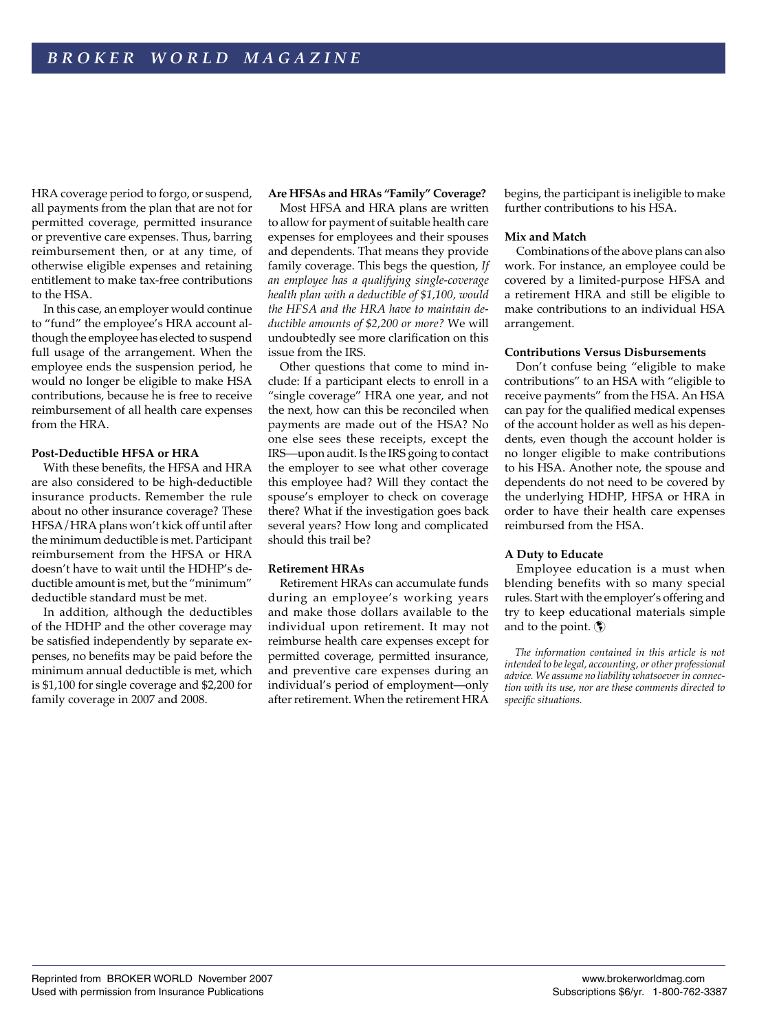HRA coverage period to forgo, or suspend, all payments from the plan that are not for permitted coverage, permitted insurance or preventive care expenses. Thus, barring reimbursement then, or at any time, of otherwise eligible expenses and retaining entitlement to make tax-free contributions to the HSA.

In this case, an employer would continue to "fund" the employee's HRA account although the employee has elected to suspend full usage of the arrangement. When the employee ends the suspension period, he would no longer be eligible to make HSA contributions, because he is free to receive reimbursement of all health care expenses from the HRA.

**Post-Deductible HFSA or HRA**

With these benefits, the HFSA and HRA are also considered to be high-deductible insurance products. Remember the rule about no other insurance coverage? These HFSA/HRA plans won't kick off until after the minimum deductible is met. Participant reimbursement from the HFSA or HRA doesn't have to wait until the HDHP's deductible amount is met, but the "minimum" deductible standard must be met.

In addition, although the deductibles of the HDHP and the other coverage may be satisfied independently by separate expenses, no benefits may be paid before the minimum annual deductible is met, which is $1,100 for single coverage and $2,200 for family coverage in 2007 and 2008.

**Are HFSAs and HRAs "Family" Coverage?**

Most HFSA and HRA plans are written to allow for payment of suitable health care expenses for employees and their spouses and dependents. That means they provide family coverage. This begs the question, *If an employee has a qualifying single-coverage health plan with a deductible of $1,100, would the HFSA and the HRA have to maintain deductible amounts of $2,200 or more?* We will undoubtedly see more clarification on this issue from the IRS.

Other questions that come to mind include: If a participant elects to enroll in a "single coverage" HRA one year, and not the next, how can this be reconciled when payments are made out of the HSA? No one else sees these receipts, except the IRS—upon audit. Is the IRS going to contact the employer to see what other coverage this employee had? Will they contact the spouse's employer to check on coverage there? What if the investigation goes back several years? How long and complicated should this trail be?

**Retirement HRAs**

Retirement HRAs can accumulate funds during an employee's working years and make those dollars available to the individual upon retirement. It may not reimburse health care expenses except for permitted coverage, permitted insurance, and preventive care expenses during an individual's period of employment—only after retirement. When the retirement HRA begins, the participant is ineligible to make further contributions to his HSA.

**Mix and Match**

Combinations of the above plans can also work. For instance, an employee could be covered by a limited-purpose HFSA and a retirement HRA and still be eligible to make contributions to an individual HSA arrangement.

**Contributions Versus Disbursements**

Don't confuse being "eligible to make contributions" to an HSA with "eligible to receive payments" from the HSA. An HSA can pay for the qualified medical expenses of the account holder as well as his dependents, even though the account holder is no longer eligible to make contributions to his HSA. Another note, the spouse and dependents do not need to be covered by the underlying HDHP, HFSA or HRA in order to have their health care expenses reimbursed from the HSA.

**A Duty to Educate**

Employee education is a must when blending benefits with so many special rules. Start with the employer's offering and try to keep educational materials simple and to the point.

*The information contained in this article is not intended to be legal, accounting, or other professional advice. We assume no liability whatsoever in connection with its use, nor are these comments directed to specific situations.*

Reprinted from BROKER WORLD November 2007
Used with permission from Insurance Publications

www.brokerworldmag.com
Subscriptions $6/yr. 1-800-762-3387